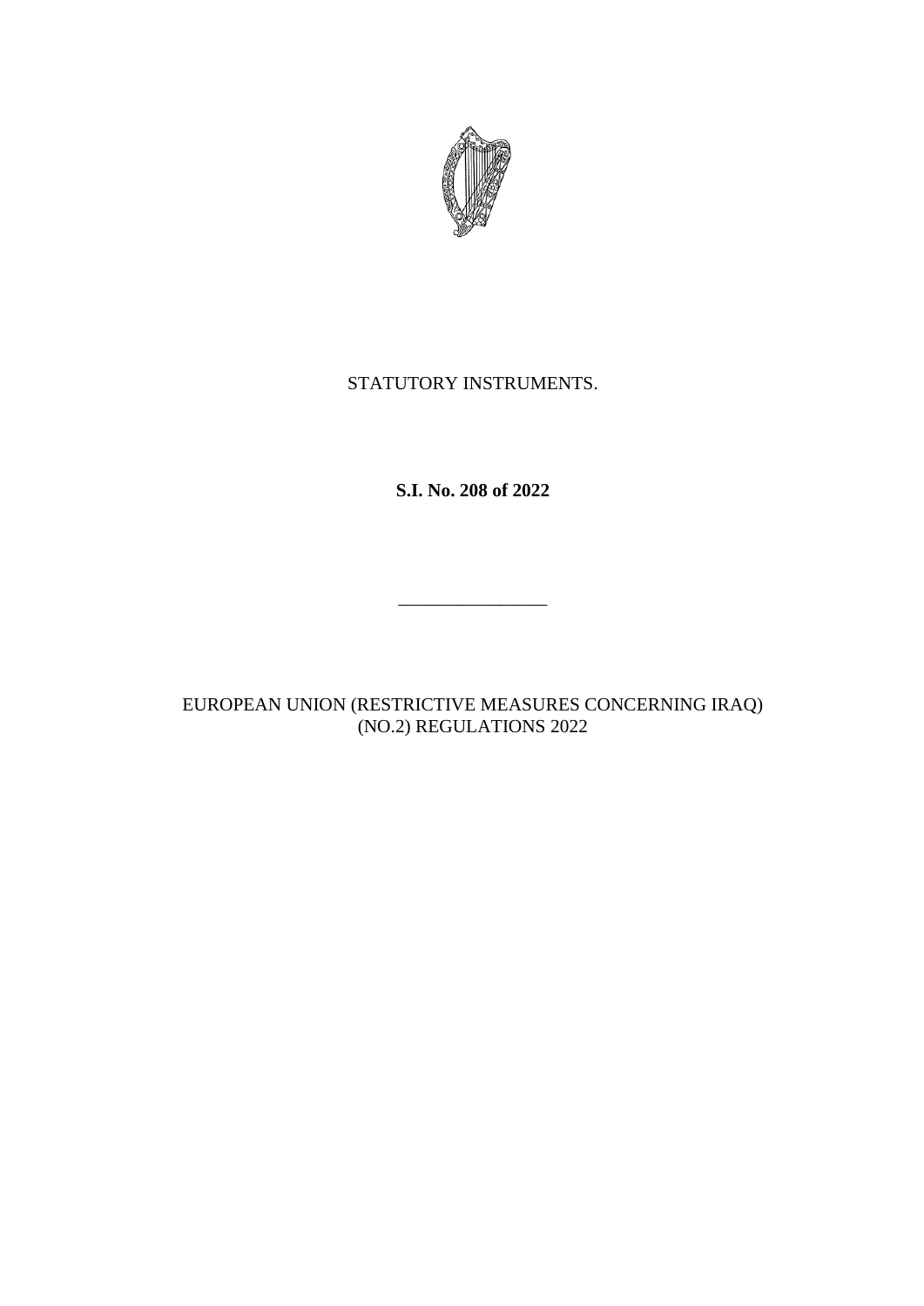STATUTORY INSTRUMENTS.

**S.I. No. 208 of 2022**

\_\_\_\_\_\_\_\_\_\_\_\_\_\_\_\_

EUROPEAN UNION (RESTRICTIVE MEASURES CONCERNING IRAQ) (NO.2) REGULATIONS 2022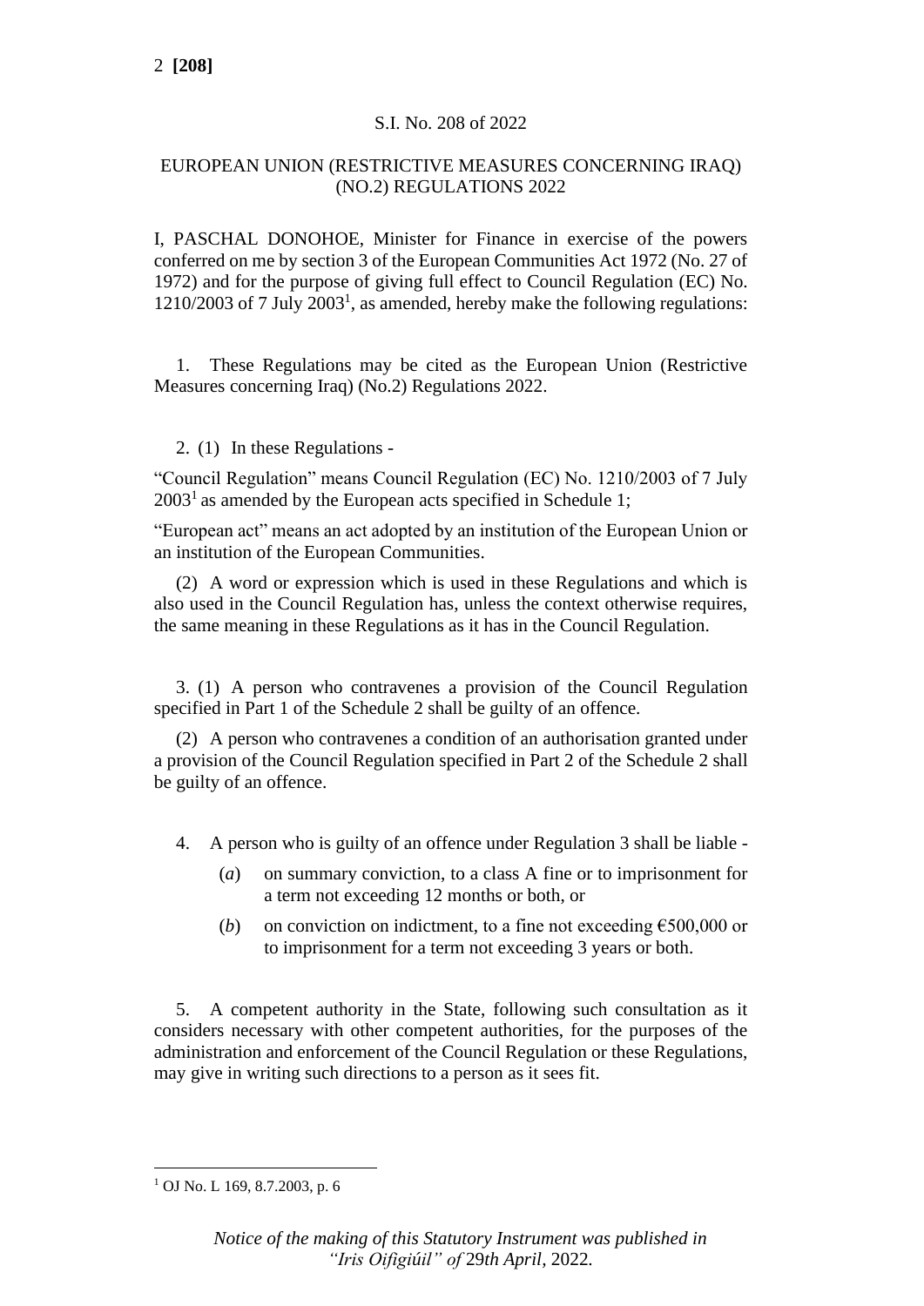S.I. No. 208 of 2022

EUROPEAN UNION (RESTRICTIVE MEASURES CONCERNING IRAQ) (NO.2) REGULATIONS 2022

I, PASCHAL DONOHOE, Minister for Finance in exercise of the powers conferred on me by section 3 of the European Communities Act 1972 (No. 27 of 1972) and for the purpose of giving full effect to Council Regulation (EC) No. 1210/2003 of 7 July 2003[1], as amended, hereby make the following regulations:

1. These Regulations may be cited as the European Union (Restrictive Measures concerning Iraq) (No.2) Regulations 2022.

2. (1) In these Regulations -

"Council Regulation" means Council Regulation (EC) No. 1210/2003 of 7 July 2003[1] as amended by the European acts specified in Schedule 1;

"European act" means an act adopted by an institution of the European Union or an institution of the European Communities.

(2) A word or expression which is used in these Regulations and which is also used in the Council Regulation has, unless the context otherwise requires, the same meaning in these Regulations as it has in the Council Regulation.

3. (1) A person who contravenes a provision of the Council Regulation specified in Part 1 of the Schedule 2 shall be guilty of an offence.

(2) A person who contravenes a condition of an authorisation granted under a provision of the Council Regulation specified in Part 2 of the Schedule 2 shall be guilty of an offence.

4. A person who is guilty of an offence under Regulation 3 shall be liable -

(*a*) on summary conviction, to a class A fine or to imprisonment for a term not exceeding 12 months or both, or

(*b*) on conviction on indictment, to a fine not exceeding €500,000 or to imprisonment for a term not exceeding 3 years or both.

5. A competent authority in the State, following such consultation as it considers necessary with other competent authorities, for the purposes of the administration and enforcement of the Council Regulation or these Regulations, may give in writing such directions to a person as it sees fit.

---

[1] OJ No. L 169, 8.7.2003, p. 6

*Notice of the making of this Statutory Instrument was published in "Iris Oifigiúil" of* 29*th April,* 2022.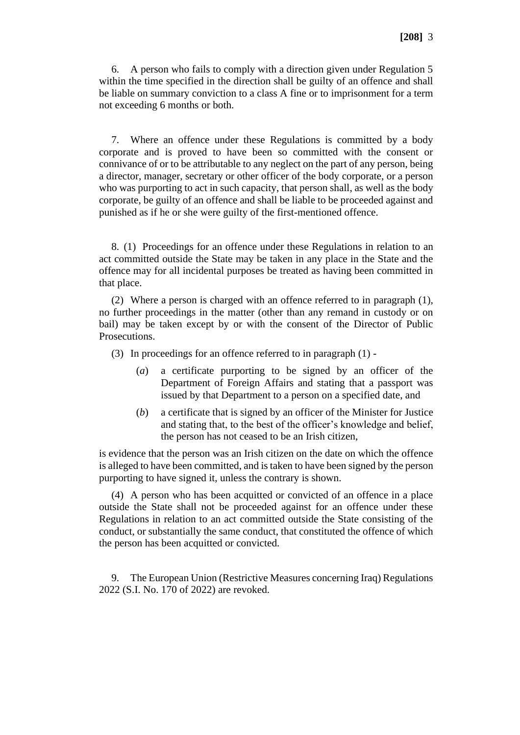6. A person who fails to comply with a direction given under Regulation 5 within the time specified in the direction shall be guilty of an offence and shall be liable on summary conviction to a class A fine or to imprisonment for a term not exceeding 6 months or both.

7. Where an offence under these Regulations is committed by a body corporate and is proved to have been so committed with the consent or connivance of or to be attributable to any neglect on the part of any person, being a director, manager, secretary or other officer of the body corporate, or a person who was purporting to act in such capacity, that person shall, as well as the body corporate, be guilty of an offence and shall be liable to be proceeded against and punished as if he or she were guilty of the first-mentioned offence.

8. (1) Proceedings for an offence under these Regulations in relation to an act committed outside the State may be taken in any place in the State and the offence may for all incidental purposes be treated as having been committed in that place.

(2) Where a person is charged with an offence referred to in paragraph (1), no further proceedings in the matter (other than any remand in custody or on bail) may be taken except by or with the consent of the Director of Public Prosecutions.

(3) In proceedings for an offence referred to in paragraph (1) -

(*a*) a certificate purporting to be signed by an officer of the Department of Foreign Affairs and stating that a passport was issued by that Department to a person on a specified date, and

(*b*) a certificate that is signed by an officer of the Minister for Justice and stating that, to the best of the officer's knowledge and belief, the person has not ceased to be an Irish citizen,

is evidence that the person was an Irish citizen on the date on which the offence is alleged to have been committed, and is taken to have been signed by the person purporting to have signed it, unless the contrary is shown.

(4) A person who has been acquitted or convicted of an offence in a place outside the State shall not be proceeded against for an offence under these Regulations in relation to an act committed outside the State consisting of the conduct, or substantially the same conduct, that constituted the offence of which the person has been acquitted or convicted.

9. The European Union (Restrictive Measures concerning Iraq) Regulations 2022 (S.I. No. 170 of 2022) are revoked.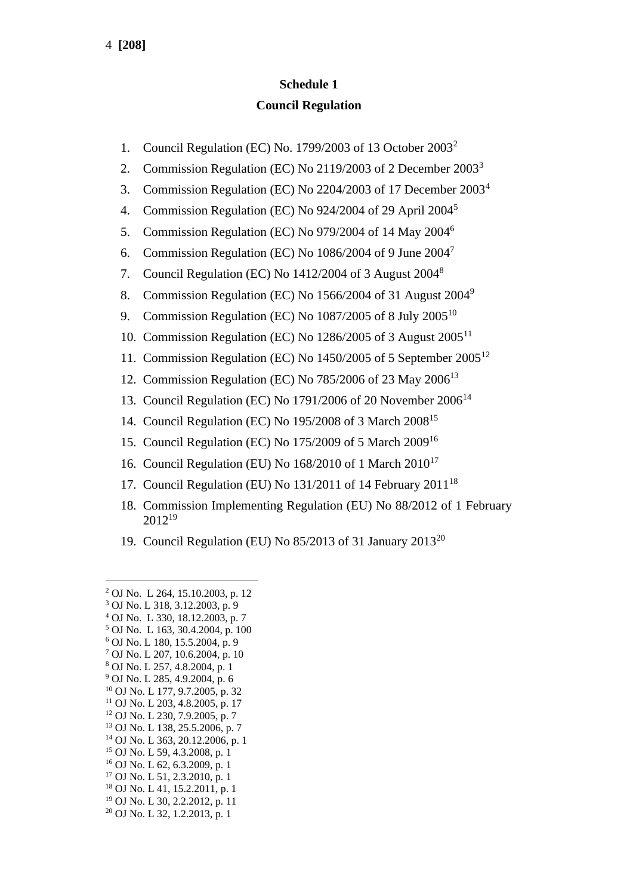## Schedule 1

## Council Regulation

1. Council Regulation (EC) No. 1799/2003 of 13 October 2003[2]
2. Commission Regulation (EC) No 2119/2003 of 2 December 2003[3]
3. Commission Regulation (EC) No 2204/2003 of 17 December 2003[4]
4. Commission Regulation (EC) No 924/2004 of 29 April 2004[5]
5. Commission Regulation (EC) No 979/2004 of 14 May 2004[6]
6. Commission Regulation (EC) No 1086/2004 of 9 June 2004[7]
7. Council Regulation (EC) No 1412/2004 of 3 August 2004[8]
8. Commission Regulation (EC) No 1566/2004 of 31 August 2004[9]
9. Commission Regulation (EC) No 1087/2005 of 8 July 2005[10]
10. Commission Regulation (EC) No 1286/2005 of 3 August 2005[11]
11. Commission Regulation (EC) No 1450/2005 of 5 September 2005[12]
12. Commission Regulation (EC) No 785/2006 of 23 May 2006[13]
13. Council Regulation (EC) No 1791/2006 of 20 November 2006[14]
14. Council Regulation (EC) No 195/2008 of 3 March 2008[15]
15. Council Regulation (EC) No 175/2009 of 5 March 2009[16]
16. Council Regulation (EU) No 168/2010 of 1 March 2010[17]
17. Council Regulation (EU) No 131/2011 of 14 February 2011[18]
18. Commission Implementing Regulation (EU) No 88/2012 of 1 February 2012[19]
19. Council Regulation (EU) No 85/2013 of 31 January 2013[20]

---

[2] OJ No. L 264, 15.10.2003, p. 12
[3] OJ No. L 318, 3.12.2003, p. 9
[4] OJ No. L 330, 18.12.2003, p. 7
[5] OJ No. L 163, 30.4.2004, p. 100
[6] OJ No. L 180, 15.5.2004, p. 9
[7] OJ No. L 207, 10.6.2004, p. 10
[8] OJ No. L 257, 4.8.2004, p. 1
[9] OJ No. L 285, 4.9.2004, p. 6
[10] OJ No. L 177, 9.7.2005, p. 32
[11] OJ No. L 203, 4.8.2005, p. 17
[12] OJ No. L 230, 7.9.2005, p. 7
[13] OJ No. L 138, 25.5.2006, p. 7
[14] OJ No. L 363, 20.12.2006, p. 1
[15] OJ No. L 59, 4.3.2008, p. 1
[16] OJ No. L 62, 6.3.2009, p. 1
[17] OJ No. L 51, 2.3.2010, p. 1
[18] OJ No. L 41, 15.2.2011, p. 1
[19] OJ No. L 30, 2.2.2012, p. 11
[20] OJ No. L 32, 1.2.2013, p. 1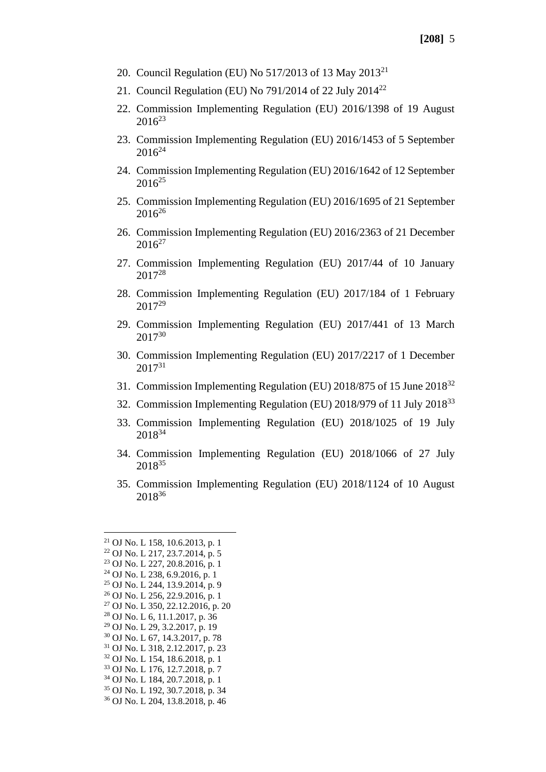20. Council Regulation (EU) No 517/2013 of 13 May 2013[21]
21. Council Regulation (EU) No 791/2014 of 22 July 2014[22]
22. Commission Implementing Regulation (EU) 2016/1398 of 19 August 2016[23]
23. Commission Implementing Regulation (EU) 2016/1453 of 5 September 2016[24]
24. Commission Implementing Regulation (EU) 2016/1642 of 12 September 2016[25]
25. Commission Implementing Regulation (EU) 2016/1695 of 21 September 2016[26]
26. Commission Implementing Regulation (EU) 2016/2363 of 21 December 2016[27]
27. Commission Implementing Regulation (EU) 2017/44 of 10 January 2017[28]
28. Commission Implementing Regulation (EU) 2017/184 of 1 February 2017[29]
29. Commission Implementing Regulation (EU) 2017/441 of 13 March 2017[30]
30. Commission Implementing Regulation (EU) 2017/2217 of 1 December 2017[31]
31. Commission Implementing Regulation (EU) 2018/875 of 15 June 2018[32]
32. Commission Implementing Regulation (EU) 2018/979 of 11 July 2018[33]
33. Commission Implementing Regulation (EU) 2018/1025 of 19 July 2018[34]
34. Commission Implementing Regulation (EU) 2018/1066 of 27 July 2018[35]
35. Commission Implementing Regulation (EU) 2018/1124 of 10 August 2018[36]

---

[21] OJ No. L 158, 10.6.2013, p. 1
[22] OJ No. L 217, 23.7.2014, p. 5
[23] OJ No. L 227, 20.8.2016, p. 1
[24] OJ No. L 238, 6.9.2016, p. 1
[25] OJ No. L 244, 13.9.2014, p. 9
[26] OJ No. L 256, 22.9.2016, p. 1
[27] OJ No. L 350, 22.12.2016, p. 20
[28] OJ No. L 6, 11.1.2017, p. 36
[29] OJ No. L 29, 3.2.2017, p. 19
[30] OJ No. L 67, 14.3.2017, p. 78
[31] OJ No. L 318, 2.12.2017, p. 23
[32] OJ No. L 154, 18.6.2018, p. 1
[33] OJ No. L 176, 12.7.2018, p. 7
[34] OJ No. L 184, 20.7.2018, p. 1
[35] OJ No. L 192, 30.7.2018, p. 34
[36] OJ No. L 204, 13.8.2018, p. 46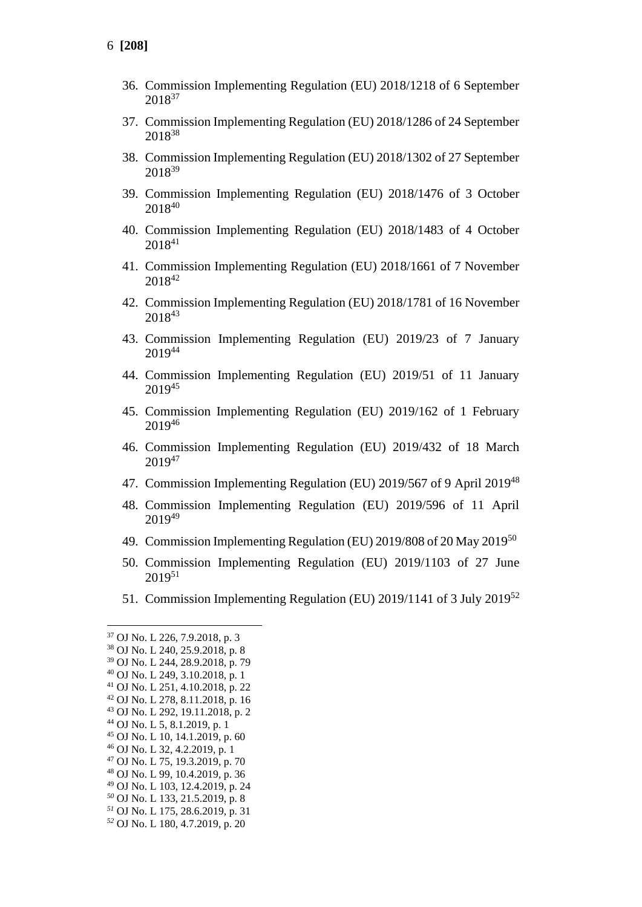36. Commission Implementing Regulation (EU) 2018/1218 of 6 September 2018[37]

37. Commission Implementing Regulation (EU) 2018/1286 of 24 September 2018[38]

38. Commission Implementing Regulation (EU) 2018/1302 of 27 September 2018[39]

39. Commission Implementing Regulation (EU) 2018/1476 of 3 October 2018[40]

40. Commission Implementing Regulation (EU) 2018/1483 of 4 October 2018[41]

41. Commission Implementing Regulation (EU) 2018/1661 of 7 November 2018[42]

42. Commission Implementing Regulation (EU) 2018/1781 of 16 November 2018[43]

43. Commission Implementing Regulation (EU) 2019/23 of 7 January 2019[44]

44. Commission Implementing Regulation (EU) 2019/51 of 11 January 2019[45]

45. Commission Implementing Regulation (EU) 2019/162 of 1 February 2019[46]

46. Commission Implementing Regulation (EU) 2019/432 of 18 March 2019[47]

47. Commission Implementing Regulation (EU) 2019/567 of 9 April 2019[48]

48. Commission Implementing Regulation (EU) 2019/596 of 11 April 2019[49]

49. Commission Implementing Regulation (EU) 2019/808 of 20 May 2019[50]

50. Commission Implementing Regulation (EU) 2019/1103 of 27 June 2019[51]

51. Commission Implementing Regulation (EU) 2019/1141 of 3 July 2019[52]

---

[37] OJ No. L 226, 7.9.2018, p. 3
[38] OJ No. L 240, 25.9.2018, p. 8
[39] OJ No. L 244, 28.9.2018, p. 79
[40] OJ No. L 249, 3.10.2018, p. 1
[41] OJ No. L 251, 4.10.2018, p. 22
[42] OJ No. L 278, 8.11.2018, p. 16
[43] OJ No. L 292, 19.11.2018, p. 2
[44] OJ No. L 5, 8.1.2019, p. 1
[45] OJ No. L 10, 14.1.2019, p. 60
[46] OJ No. L 32, 4.2.2019, p. 1
[47] OJ No. L 75, 19.3.2019, p. 70
[48] OJ No. L 99, 10.4.2019, p. 36
[49] OJ No. L 103, 12.4.2019, p. 24
[50] OJ No. L 133, 21.5.2019, p. 8
[51] OJ No. L 175, 28.6.2019, p. 31
[52] OJ No. L 180, 4.7.2019, p. 20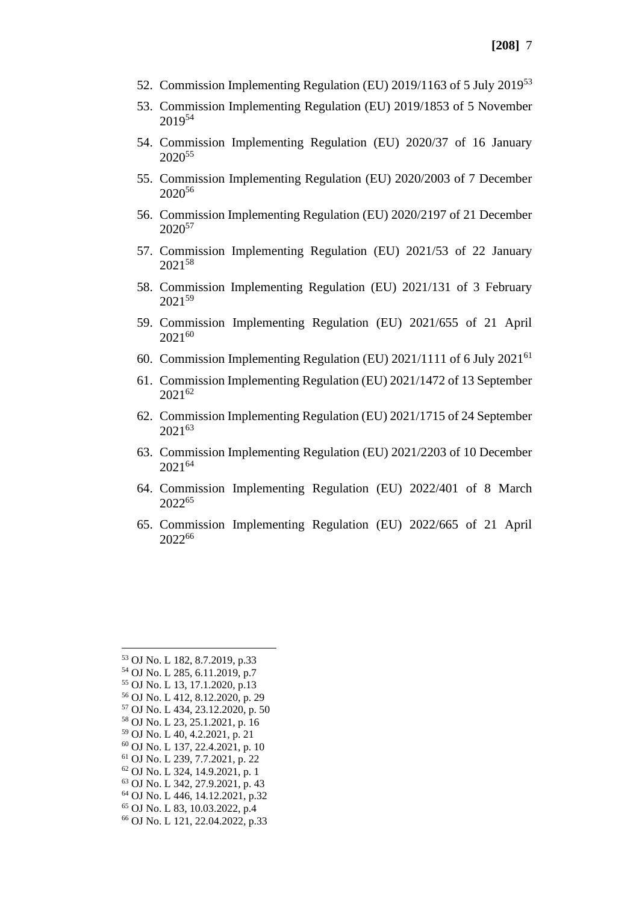52. Commission Implementing Regulation (EU) 2019/1163 of 5 July 2019[53]
53. Commission Implementing Regulation (EU) 2019/1853 of 5 November 2019[54]
54. Commission Implementing Regulation (EU) 2020/37 of 16 January 2020[55]
55. Commission Implementing Regulation (EU) 2020/2003 of 7 December 2020[56]
56. Commission Implementing Regulation (EU) 2020/2197 of 21 December 2020[57]
57. Commission Implementing Regulation (EU) 2021/53 of 22 January 2021[58]
58. Commission Implementing Regulation (EU) 2021/131 of 3 February 2021[59]
59. Commission Implementing Regulation (EU) 2021/655 of 21 April 2021[60]
60. Commission Implementing Regulation (EU) 2021/1111 of 6 July 2021[61]
61. Commission Implementing Regulation (EU) 2021/1472 of 13 September 2021[62]
62. Commission Implementing Regulation (EU) 2021/1715 of 24 September 2021[63]
63. Commission Implementing Regulation (EU) 2021/2203 of 10 December 2021[64]
64. Commission Implementing Regulation (EU) 2022/401 of 8 March 2022[65]
65. Commission Implementing Regulation (EU) 2022/665 of 21 April 2022[66]

---

[53] OJ No. L 182, 8.7.2019, p.33
[54] OJ No. L 285, 6.11.2019, p.7
[55] OJ No. L 13, 17.1.2020, p.13
[56] OJ No. L 412, 8.12.2020, p. 29
[57] OJ No. L 434, 23.12.2020, p. 50
[58] OJ No. L 23, 25.1.2021, p. 16
[59] OJ No. L 40, 4.2.2021, p. 21
[60] OJ No. L 137, 22.4.2021, p. 10
[61] OJ No. L 239, 7.7.2021, p. 22
[62] OJ No. L 324, 14.9.2021, p. 1
[63] OJ No. L 342, 27.9.2021, p. 43
[64] OJ No. L 446, 14.12.2021, p.32
[65] OJ No. L 83, 10.03.2022, p.4
[66] OJ No. L 121, 22.04.2022, p.33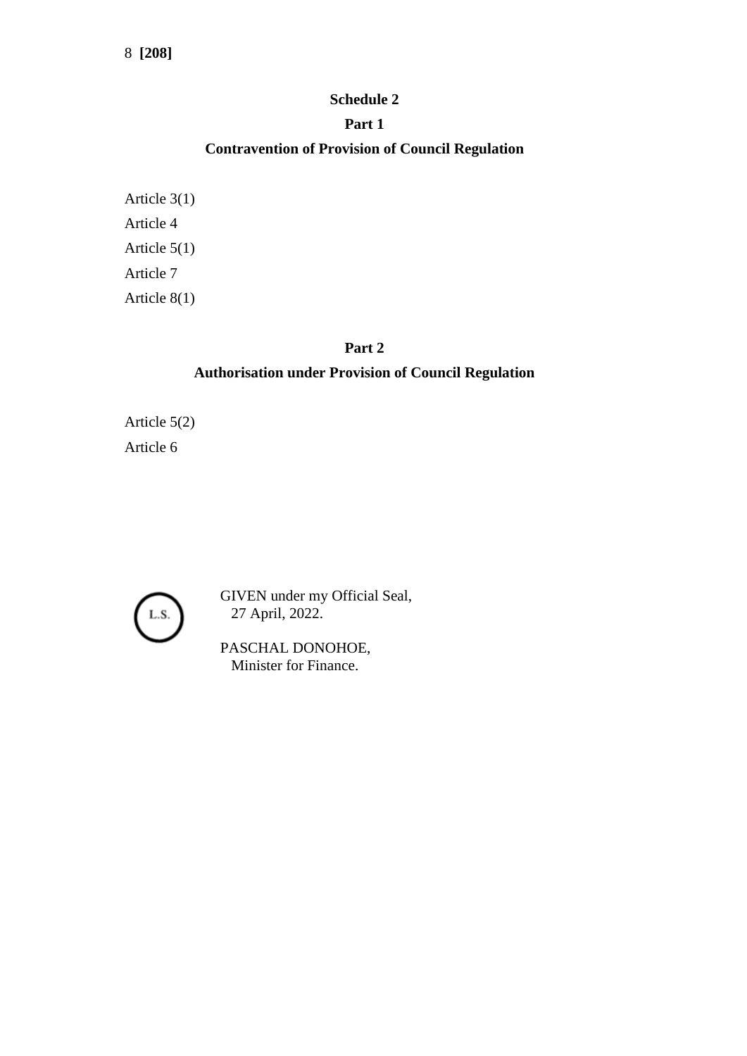## Schedule 2

### Part 1

### Contravention of Provision of Council Regulation

Article 3(1)

Article 4

Article 5(1)

Article 7

Article 8(1)

### Part 2

### Authorisation under Provision of Council Regulation

Article 5(2)

Article 6

L.S.

GIVEN under my Official Seal,
27 April, 2022.

PASCHAL DONOHOE,
Minister for Finance.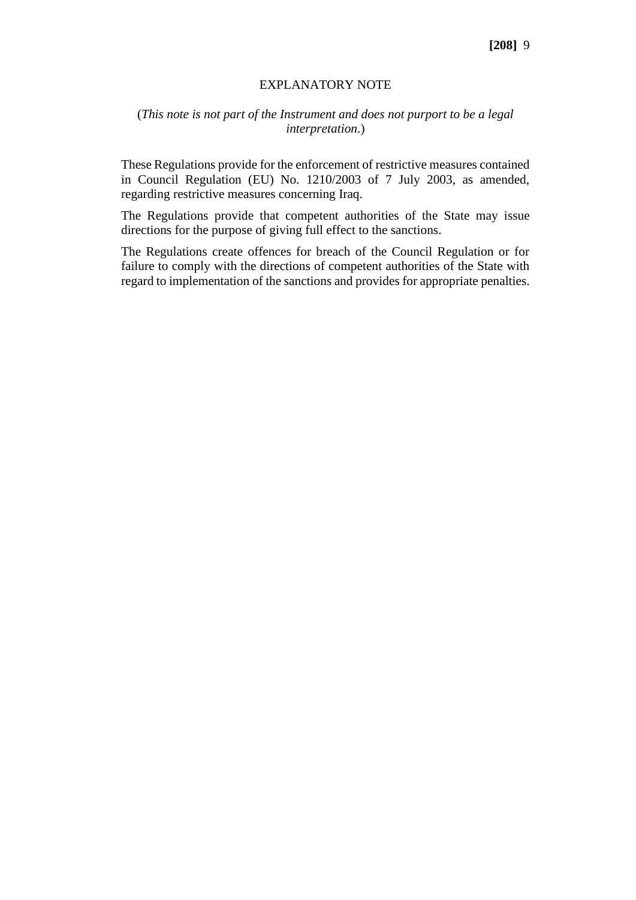## EXPLANATORY NOTE

(*This note is not part of the Instrument and does not purport to be a legal interpretation*.)

These Regulations provide for the enforcement of restrictive measures contained in Council Regulation (EU) No. 1210/2003 of 7 July 2003, as amended, regarding restrictive measures concerning Iraq.

The Regulations provide that competent authorities of the State may issue directions for the purpose of giving full effect to the sanctions.

The Regulations create offences for breach of the Council Regulation or for failure to comply with the directions of competent authorities of the State with regard to implementation of the sanctions and provides for appropriate penalties.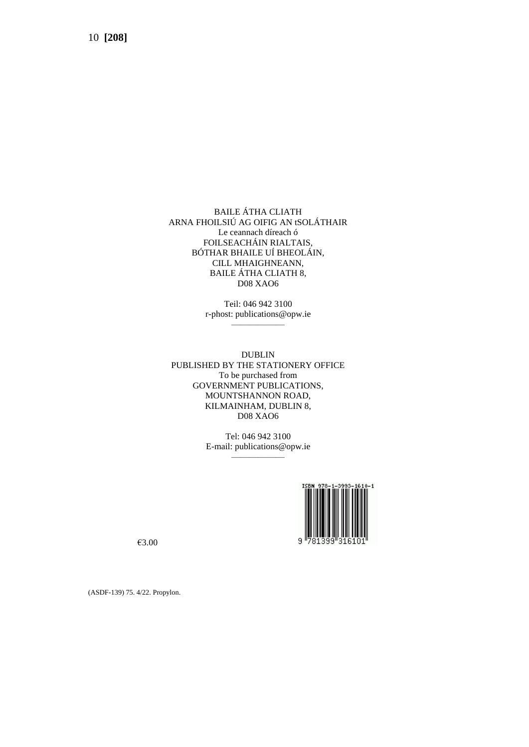BAILE ÁTHA CLIATH
ARNA FHOILSIÚ AG OIFIG AN tSOLÁTHAIR
Le ceannach díreach ó
FOILSEACHÁIN RIALTAIS,
BÓTHAR BHAILE UÍ BHEOLÁIN,
CILL MHAIGHNEANN,
BAILE ÁTHA CLIATH 8,
D08 XAO6

Teil: 046 942 3100
r-phost: publications@opw.ie

---

DUBLIN
PUBLISHED BY THE STATIONERY OFFICE
To be purchased from
GOVERNMENT PUBLICATIONS,
MOUNTSHANNON ROAD,
KILMAINHAM, DUBLIN 8,
D08 XAO6

Tel: 046 942 3100
E-mail: publications@opw.ie

---

ISBN 978-1-3993-1610-1

9 781399 316101

€3.00

(ASDF-139) 75. 4/22. Propylon.